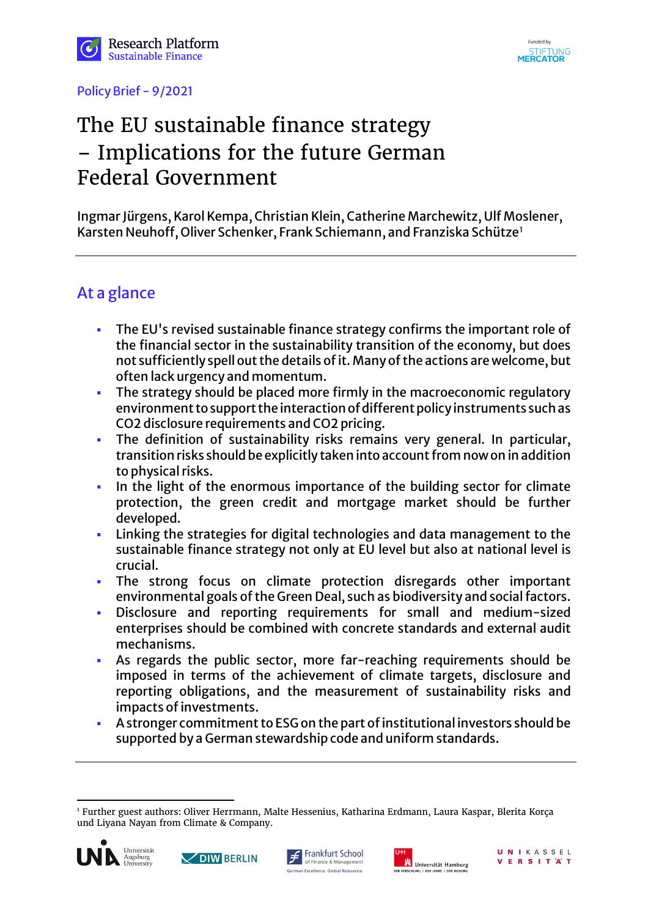Research Platform Sustainable Finance

Funded by STIFTUNG MERCATOR

Policy Brief - 9/2021

# The EU sustainable finance strategy – Implications for the future German Federal Government

Ingmar Jürgens, Karol Kempa, Christian Klein, Catherine Marchewitz, Ulf Moslener, Karsten Neuhoff, Oliver Schenker, Frank Schiemann, and Franziska Schütze[1]

## At a glance

- The EU's revised sustainable finance strategy confirms the important role of the financial sector in the sustainability transition of the economy, but does not sufficiently spell out the details of it. Many of the actions are welcome, but often lack urgency and momentum.
- The strategy should be placed more firmly in the macroeconomic regulatory environment to support the interaction of different policy instruments such as CO2 disclosure requirements and CO2 pricing.
- The definition of sustainability risks remains very general. In particular, transition risks should be explicitly taken into account from now on in addition to physical risks.
- In the light of the enormous importance of the building sector for climate protection, the green credit and mortgage market should be further developed.
- Linking the strategies for digital technologies and data management to the sustainable finance strategy not only at EU level but also at national level is crucial.
- The strong focus on climate protection disregards other important environmental goals of the Green Deal, such as biodiversity and social factors.
- Disclosure and reporting requirements for small and medium-sized enterprises should be combined with concrete standards and external audit mechanisms.
- As regards the public sector, more far-reaching requirements should be imposed in terms of the achievement of climate targets, disclosure and reporting obligations, and the measurement of sustainability risks and impacts of investments.
- A stronger commitment to ESG on the part of institutional investors should be supported by a German stewardship code and uniform standards.

[1] Further guest authors: Oliver Herrmann, Malte Hessenius, Katharina Erdmann, Laura Kaspar, Blerita Korça und Liyana Nayan from Climate & Company.

Universität Augsburg University · DIW Berlin · Frankfurt School of Finance & Management · Universität Hamburg · Universität Kassel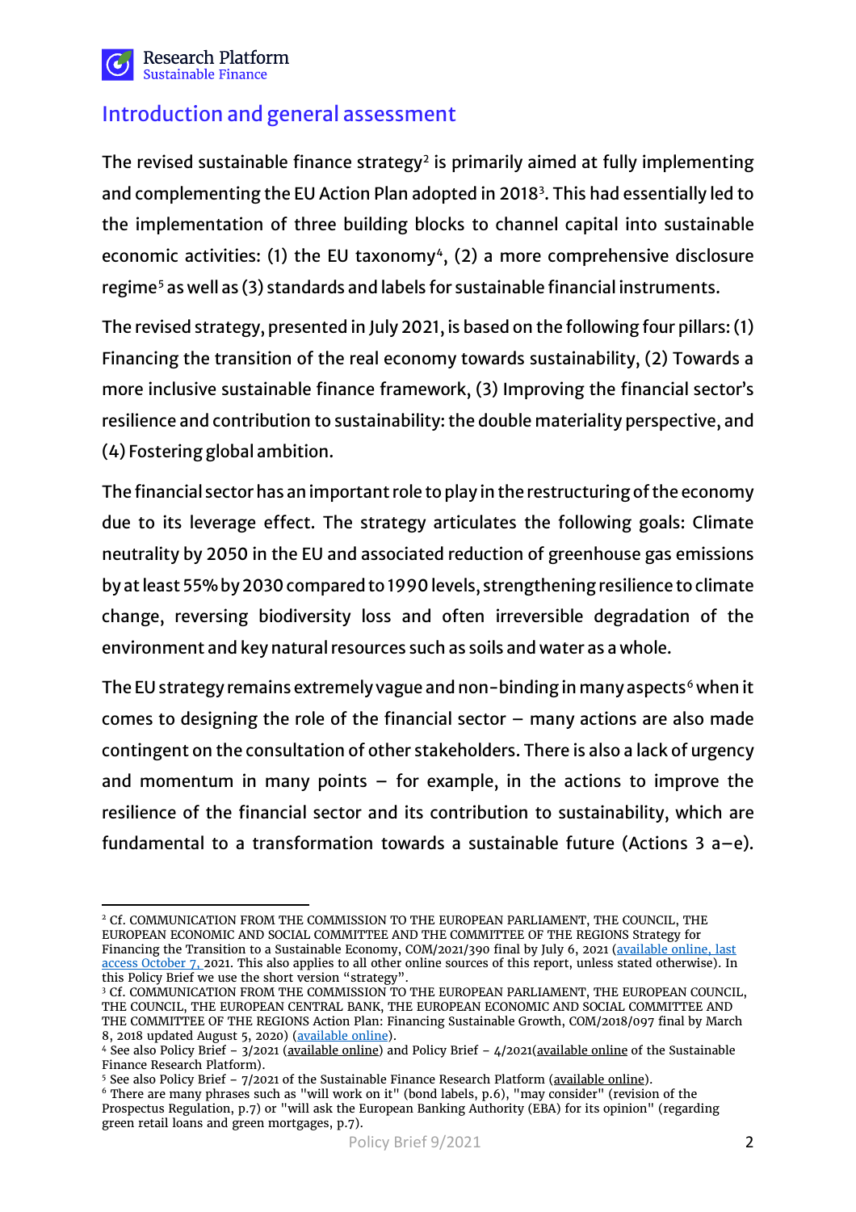## Introduction and general assessment

The revised sustainable finance strategy[2] is primarily aimed at fully implementing and complementing the EU Action Plan adopted in 2018[3]. This had essentially led to the implementation of three building blocks to channel capital into sustainable economic activities: (1) the EU taxonomy[4], (2) a more comprehensive disclosure regime[5] as well as (3) standards and labels for sustainable financial instruments.

The revised strategy, presented in July 2021, is based on the following four pillars: (1) Financing the transition of the real economy towards sustainability, (2) Towards a more inclusive sustainable finance framework, (3) Improving the financial sector's resilience and contribution to sustainability: the double materiality perspective, and (4) Fostering global ambition.

The financial sector has an important role to play in the restructuring of the economy due to its leverage effect. The strategy articulates the following goals: Climate neutrality by 2050 in the EU and associated reduction of greenhouse gas emissions by at least 55% by 2030 compared to 1990 levels, strengthening resilience to climate change, reversing biodiversity loss and often irreversible degradation of the environment and key natural resources such as soils and water as a whole.

The EU strategy remains extremely vague and non-binding in many aspects[6] when it comes to designing the role of the financial sector – many actions are also made contingent on the consultation of other stakeholders. There is also a lack of urgency and momentum in many points – for example, in the actions to improve the resilience of the financial sector and its contribution to sustainability, which are fundamental to a transformation towards a sustainable future (Actions 3 a–e).

---

[2] Cf. COMMUNICATION FROM THE COMMISSION TO THE EUROPEAN PARLIAMENT, THE COUNCIL, THE EUROPEAN ECONOMIC AND SOCIAL COMMITTEE AND THE COMMITTEE OF THE REGIONS Strategy for Financing the Transition to a Sustainable Economy, COM/2021/390 final by July 6, 2021 (available online, last access October 7, 2021. This also applies to all other online sources of this report, unless stated otherwise). In this Policy Brief we use the short version "strategy".

[3] Cf. COMMUNICATION FROM THE COMMISSION TO THE EUROPEAN PARLIAMENT, THE EUROPEAN COUNCIL, THE COUNCIL, THE EUROPEAN CENTRAL BANK, THE EUROPEAN ECONOMIC AND SOCIAL COMMITTEE AND THE COMMITTEE OF THE REGIONS Action Plan: Financing Sustainable Growth, COM/2018/097 final by March 8, 2018 updated August 5, 2020) (available online).

[4] See also Policy Brief – 3/2021 (available online) and Policy Brief – 4/2021(available online of the Sustainable Finance Research Platform).

[5] See also Policy Brief – 7/2021 of the Sustainable Finance Research Platform (available online).

[6] There are many phrases such as "will work on it" (bond labels, p.6), "may consider" (revision of the Prospectus Regulation, p.7) or "will ask the European Banking Authority (EBA) for its opinion" (regarding green retail loans and green mortgages, p.7).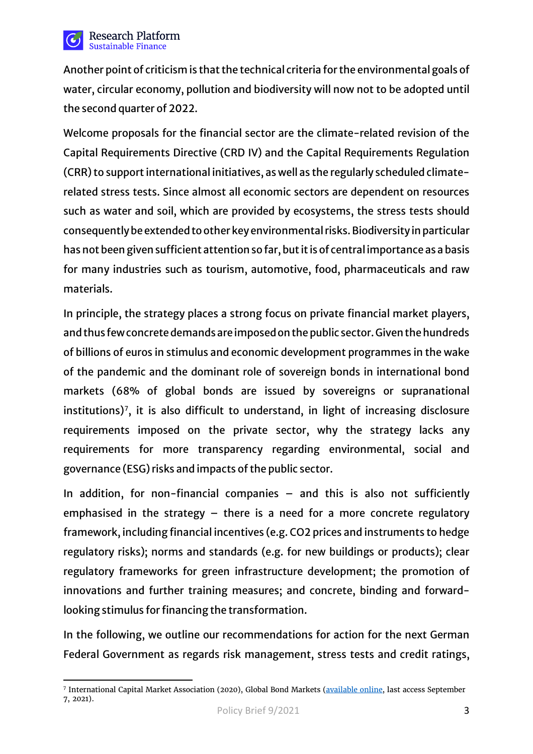Another point of criticism is that the technical criteria for the environmental goals of water, circular economy, pollution and biodiversity will now not to be adopted until the second quarter of 2022.

Welcome proposals for the financial sector are the climate-related revision of the Capital Requirements Directive (CRD IV) and the Capital Requirements Regulation (CRR) to support international initiatives, as well as the regularly scheduled climate-related stress tests. Since almost all economic sectors are dependent on resources such as water and soil, which are provided by ecosystems, the stress tests should consequently be extended to other key environmental risks. Biodiversity in particular has not been given sufficient attention so far, but it is of central importance as a basis for many industries such as tourism, automotive, food, pharmaceuticals and raw materials.

In principle, the strategy places a strong focus on private financial market players, and thus few concrete demands are imposed on the public sector. Given the hundreds of billions of euros in stimulus and economic development programmes in the wake of the pandemic and the dominant role of sovereign bonds in international bond markets (68% of global bonds are issued by sovereigns or supranational institutions)[7], it is also difficult to understand, in light of increasing disclosure requirements imposed on the private sector, why the strategy lacks any requirements for more transparency regarding environmental, social and governance (ESG) risks and impacts of the public sector.

In addition, for non-financial companies – and this is also not sufficiently emphasised in the strategy – there is a need for a more concrete regulatory framework, including financial incentives (e.g. $CO_2$ prices and instruments to hedge regulatory risks); norms and standards (e.g. for new buildings or products); clear regulatory frameworks for green infrastructure development; the promotion of innovations and further training measures; and concrete, binding and forward-looking stimulus for financing the transformation.

In the following, we outline our recommendations for action for the next German Federal Government as regards risk management, stress tests and credit ratings,

---

[7] International Capital Market Association (2020), Global Bond Markets (available online, last access September 7, 2021).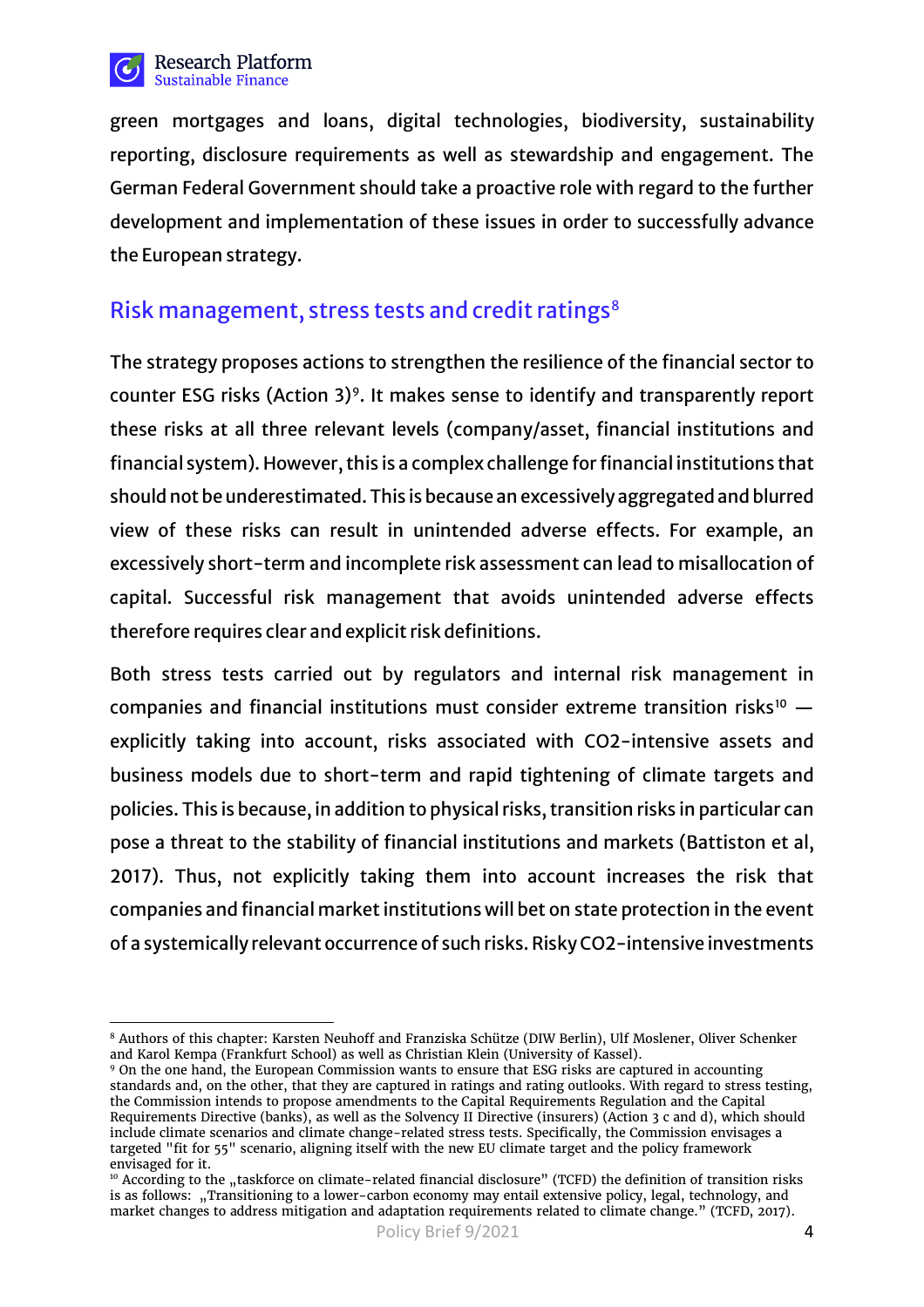green mortgages and loans, digital technologies, biodiversity, sustainability reporting, disclosure requirements as well as stewardship and engagement. The German Federal Government should take a proactive role with regard to the further development and implementation of these issues in order to successfully advance the European strategy.

## Risk management, stress tests and credit ratings[8]

The strategy proposes actions to strengthen the resilience of the financial sector to counter ESG risks (Action 3)[9]. It makes sense to identify and transparently report these risks at all three relevant levels (company/asset, financial institutions and financial system). However, this is a complex challenge for financial institutions that should not be underestimated. This is because an excessively aggregated and blurred view of these risks can result in unintended adverse effects. For example, an excessively short-term and incomplete risk assessment can lead to misallocation of capital. Successful risk management that avoids unintended adverse effects therefore requires clear and explicit risk definitions.

Both stress tests carried out by regulators and internal risk management in companies and financial institutions must consider extreme transition risks[10] — explicitly taking into account, risks associated with CO2-intensive assets and business models due to short-term and rapid tightening of climate targets and policies. This is because, in addition to physical risks, transition risks in particular can pose a threat to the stability of financial institutions and markets (Battiston et al, 2017). Thus, not explicitly taking them into account increases the risk that companies and financial market institutions will bet on state protection in the event of a systemically relevant occurrence of such risks. Risky CO2-intensive investments

---

[8] Authors of this chapter: Karsten Neuhoff and Franziska Schütze (DIW Berlin), Ulf Moslener, Oliver Schenker and Karol Kempa (Frankfurt School) as well as Christian Klein (University of Kassel).

[9] On the one hand, the European Commission wants to ensure that ESG risks are captured in accounting standards and, on the other, that they are captured in ratings and rating outlooks. With regard to stress testing, the Commission intends to propose amendments to the Capital Requirements Regulation and the Capital Requirements Directive (banks), as well as the Solvency II Directive (insurers) (Action 3 c and d), which should include climate scenarios and climate change-related stress tests. Specifically, the Commission envisages a targeted "fit for 55" scenario, aligning itself with the new EU climate target and the policy framework envisaged for it.

[10] According to the „taskforce on climate-related financial disclosure" (TCFD) the definition of transition risks is as follows: „Transitioning to a lower-carbon economy may entail extensive policy, legal, technology, and market changes to address mitigation and adaptation requirements related to climate change." (TCFD, 2017).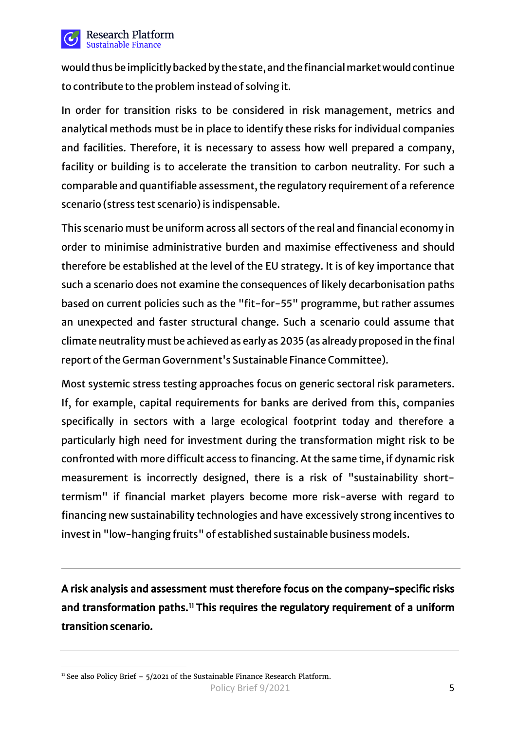would thus be implicitly backed by the state, and the financial market would continue to contribute to the problem instead of solving it.

In order for transition risks to be considered in risk management, metrics and analytical methods must be in place to identify these risks for individual companies and facilities. Therefore, it is necessary to assess how well prepared a company, facility or building is to accelerate the transition to carbon neutrality. For such a comparable and quantifiable assessment, the regulatory requirement of a reference scenario (stress test scenario) is indispensable.

This scenario must be uniform across all sectors of the real and financial economy in order to minimise administrative burden and maximise effectiveness and should therefore be established at the level of the EU strategy. It is of key importance that such a scenario does not examine the consequences of likely decarbonisation paths based on current policies such as the "fit-for-55" programme, but rather assumes an unexpected and faster structural change. Such a scenario could assume that climate neutrality must be achieved as early as 2035 (as already proposed in the final report of the German Government's Sustainable Finance Committee).

Most systemic stress testing approaches focus on generic sectoral risk parameters. If, for example, capital requirements for banks are derived from this, companies specifically in sectors with a large ecological footprint today and therefore a particularly high need for investment during the transformation might risk to be confronted with more difficult access to financing. At the same time, if dynamic risk measurement is incorrectly designed, there is a risk of "sustainability short-termism" if financial market players become more risk-averse with regard to financing new sustainability technologies and have excessively strong incentives to invest in "low-hanging fruits" of established sustainable business models.

---

**A risk analysis and assessment must therefore focus on the company-specific risks and transformation paths.[11] This requires the regulatory requirement of a uniform transition scenario.**

---

[11] See also Policy Brief – 5/2021 of the Sustainable Finance Research Platform.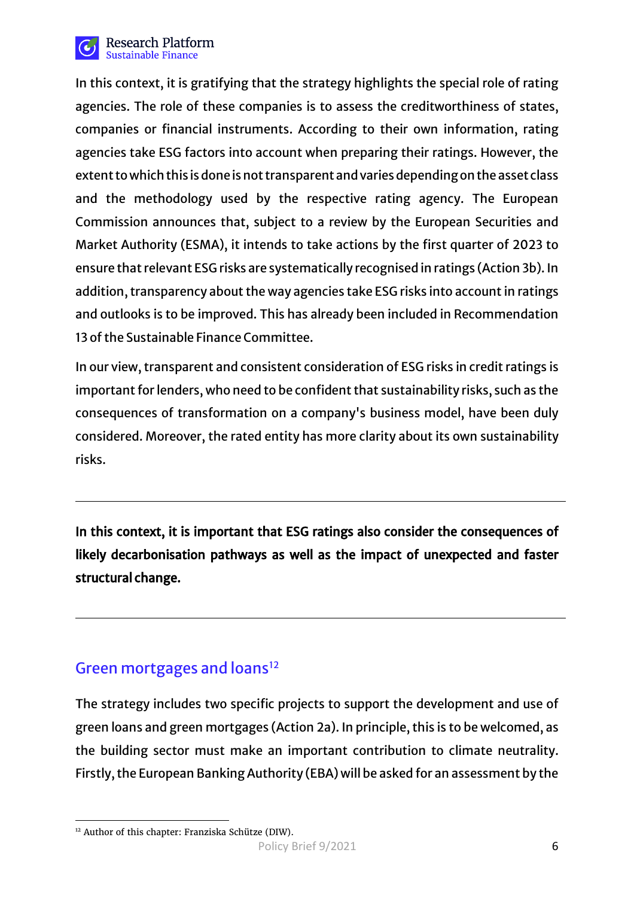In this context, it is gratifying that the strategy highlights the special role of rating agencies. The role of these companies is to assess the creditworthiness of states, companies or financial instruments. According to their own information, rating agencies take ESG factors into account when preparing their ratings. However, the extent to which this is done is not transparent and varies depending on the asset class and the methodology used by the respective rating agency. The European Commission announces that, subject to a review by the European Securities and Market Authority (ESMA), it intends to take actions by the first quarter of 2023 to ensure that relevant ESG risks are systematically recognised in ratings (Action 3b). In addition, transparency about the way agencies take ESG risks into account in ratings and outlooks is to be improved. This has already been included in Recommendation 13 of the Sustainable Finance Committee.

In our view, transparent and consistent consideration of ESG risks in credit ratings is important for lenders, who need to be confident that sustainability risks, such as the consequences of transformation on a company's business model, have been duly considered. Moreover, the rated entity has more clarity about its own sustainability risks.

---

**In this context, it is important that ESG ratings also consider the consequences of likely decarbonisation pathways as well as the impact of unexpected and faster structural change.**

---

## Green mortgages and loans[12]

The strategy includes two specific projects to support the development and use of green loans and green mortgages (Action 2a). In principle, this is to be welcomed, as the building sector must make an important contribution to climate neutrality. Firstly, the European Banking Authority (EBA) will be asked for an assessment by the

[12] Author of this chapter: Franziska Schütze (DIW).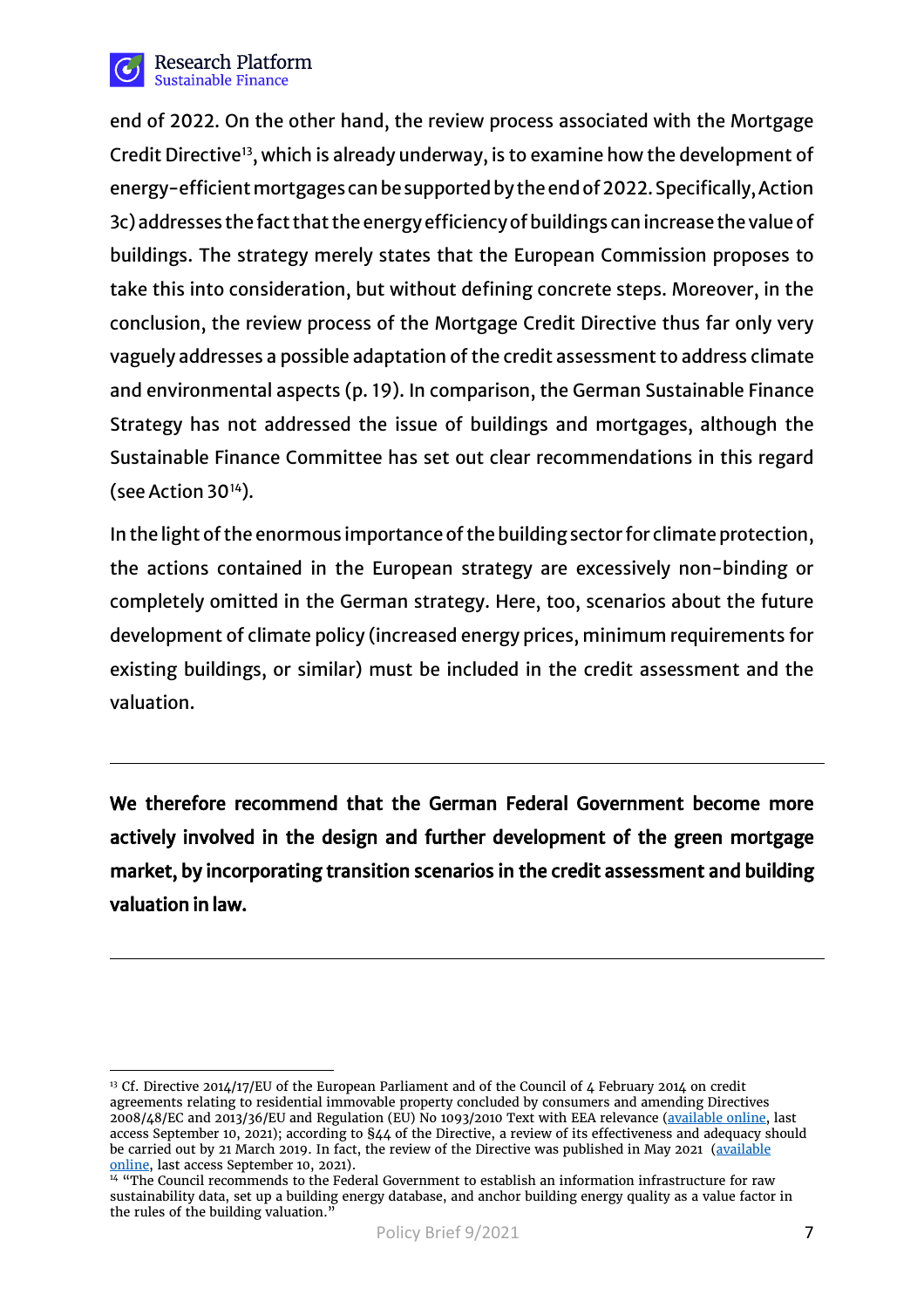end of 2022. On the other hand, the review process associated with the Mortgage Credit Directive[13], which is already underway, is to examine how the development of energy-efficient mortgages can be supported by the end of 2022. Specifically, Action 3c) addresses the fact that the energy efficiency of buildings can increase the value of buildings. The strategy merely states that the European Commission proposes to take this into consideration, but without defining concrete steps. Moreover, in the conclusion, the review process of the Mortgage Credit Directive thus far only very vaguely addresses a possible adaptation of the credit assessment to address climate and environmental aspects (p. 19). In comparison, the German Sustainable Finance Strategy has not addressed the issue of buildings and mortgages, although the Sustainable Finance Committee has set out clear recommendations in this regard (see Action 30[14]).

In the light of the enormous importance of the building sector for climate protection, the actions contained in the European strategy are excessively non-binding or completely omitted in the German strategy. Here, too, scenarios about the future development of climate policy (increased energy prices, minimum requirements for existing buildings, or similar) must be included in the credit assessment and the valuation.

---

**We therefore recommend that the German Federal Government become more actively involved in the design and further development of the green mortgage market, by incorporating transition scenarios in the credit assessment and building valuation in law.**

---

[13] Cf. Directive 2014/17/EU of the European Parliament and of the Council of 4 February 2014 on credit agreements relating to residential immovable property concluded by consumers and amending Directives 2008/48/EC and 2013/36/EU and Regulation (EU) No 1093/2010 Text with EEA relevance (available online, last access September 10, 2021); according to §44 of the Directive, a review of its effectiveness and adequacy should be carried out by 21 March 2019. In fact, the review of the Directive was published in May 2021 (available online, last access September 10, 2021).

[14] "The Council recommends to the Federal Government to establish an information infrastructure for raw sustainability data, set up a building energy database, and anchor building energy quality as a value factor in the rules of the building valuation."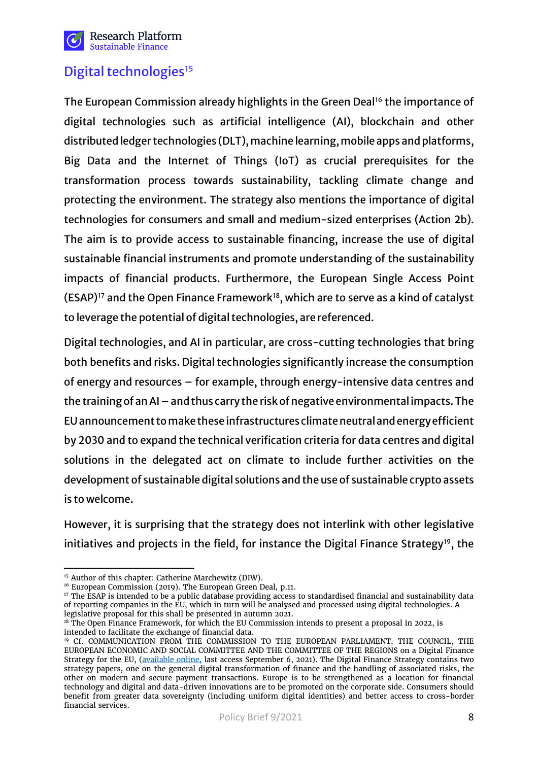## Digital technologies[15]

The European Commission already highlights in the Green Deal[16] the importance of digital technologies such as artificial intelligence (AI), blockchain and other distributed ledger technologies (DLT), machine learning, mobile apps and platforms, Big Data and the Internet of Things (IoT) as crucial prerequisites for the transformation process towards sustainability, tackling climate change and protecting the environment. The strategy also mentions the importance of digital technologies for consumers and small and medium-sized enterprises (Action 2b). The aim is to provide access to sustainable financing, increase the use of digital sustainable financial instruments and promote understanding of the sustainability impacts of financial products. Furthermore, the European Single Access Point (ESAP)[17] and the Open Finance Framework[18], which are to serve as a kind of catalyst to leverage the potential of digital technologies, are referenced.

Digital technologies, and AI in particular, are cross-cutting technologies that bring both benefits and risks. Digital technologies significantly increase the consumption of energy and resources – for example, through energy-intensive data centres and the training of an AI – and thus carry the risk of negative environmental impacts. The EU announcement to make these infrastructures climate neutral and energy efficient by 2030 and to expand the technical verification criteria for data centres and digital solutions in the delegated act on climate to include further activities on the development of sustainable digital solutions and the use of sustainable crypto assets is to welcome.

However, it is surprising that the strategy does not interlink with other legislative initiatives and projects in the field, for instance the Digital Finance Strategy[19], the

---

[15] Author of this chapter: Catherine Marchewitz (DIW).

[16] European Commission (2019). The European Green Deal, p.11.

[17] The ESAP is intended to be a public database providing access to standardised financial and sustainability data of reporting companies in the EU, which in turn will be analysed and processed using digital technologies. A legislative proposal for this shall be presented in autumn 2021.

[18] The Open Finance Framework, for which the EU Commission intends to present a proposal in 2022, is intended to facilitate the exchange of financial data.

[19] Cf. COMMUNICATION FROM THE COMMISSION TO THE EUROPEAN PARLIAMENT, THE COUNCIL, THE EUROPEAN ECONOMIC AND SOCIAL COMMITTEE AND THE COMMITTEE OF THE REGIONS on a Digital Finance Strategy for the EU, (available online, last access September 6, 2021). The Digital Finance Strategy contains two strategy papers, one on the general digital transformation of finance and the handling of associated risks, the other on modern and secure payment transactions. Europe is to be strengthened as a location for financial technology and digital and data-driven innovations are to be promoted on the corporate side. Consumers should benefit from greater data sovereignty (including uniform digital identities) and better access to cross-border financial services.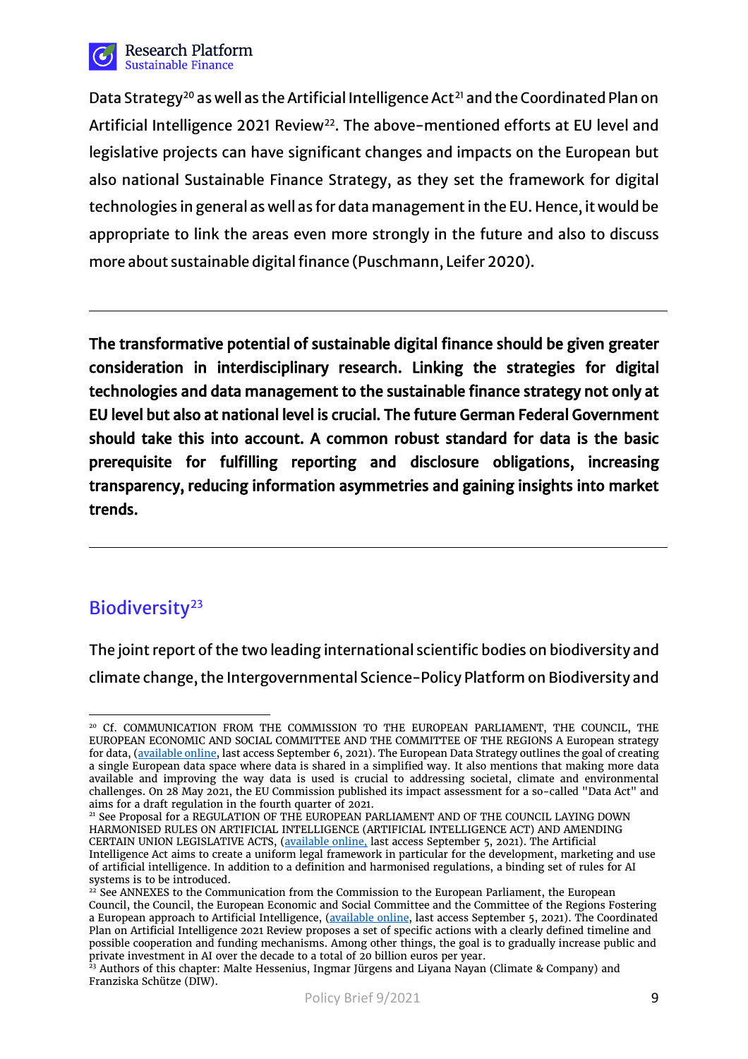Data Strategy[20] as well as the Artificial Intelligence Act[21] and the Coordinated Plan on Artificial Intelligence 2021 Review[22]. The above-mentioned efforts at EU level and legislative projects can have significant changes and impacts on the European but also national Sustainable Finance Strategy, as they set the framework for digital technologies in general as well as for data management in the EU. Hence, it would be appropriate to link the areas even more strongly in the future and also to discuss more about sustainable digital finance (Puschmann, Leifer 2020).

---

**The transformative potential of sustainable digital finance should be given greater consideration in interdisciplinary research. Linking the strategies for digital technologies and data management to the sustainable finance strategy not only at EU level but also at national level is crucial. The future German Federal Government should take this into account. A common robust standard for data is the basic prerequisite for fulfilling reporting and disclosure obligations, increasing transparency, reducing information asymmetries and gaining insights into market trends.**

---

## Biodiversity[23]

The joint report of the two leading international scientific bodies on biodiversity and climate change, the Intergovernmental Science-Policy Platform on Biodiversity and

---

[20] Cf. COMMUNICATION FROM THE COMMISSION TO THE EUROPEAN PARLIAMENT, THE COUNCIL, THE EUROPEAN ECONOMIC AND SOCIAL COMMITTEE AND THE COMMITTEE OF THE REGIONS A European strategy for data, (available online, last access September 6, 2021). The European Data Strategy outlines the goal of creating a single European data space where data is shared in a simplified way. It also mentions that making more data available and improving the way data is used is crucial to addressing societal, climate and environmental challenges. On 28 May 2021, the EU Commission published its impact assessment for a so-called "Data Act" and aims for a draft regulation in the fourth quarter of 2021.

[21] See Proposal for a REGULATION OF THE EUROPEAN PARLIAMENT AND OF THE COUNCIL LAYING DOWN HARMONISED RULES ON ARTIFICIAL INTELLIGENCE (ARTIFICIAL INTELLIGENCE ACT) AND AMENDING CERTAIN UNION LEGISLATIVE ACTS, (available online, last access September 5, 2021). The Artificial Intelligence Act aims to create a uniform legal framework in particular for the development, marketing and use of artificial intelligence. In addition to a definition and harmonised regulations, a binding set of rules for AI systems is to be introduced.

[22] See ANNEXES to the Communication from the Commission to the European Parliament, the European Council, the Council, the European Economic and Social Committee and the Committee of the Regions Fostering a European approach to Artificial Intelligence, (available online, last access September 5, 2021). The Coordinated Plan on Artificial Intelligence 2021 Review proposes a set of specific actions with a clearly defined timeline and possible cooperation and funding mechanisms. Among other things, the goal is to gradually increase public and private investment in AI over the decade to a total of 20 billion euros per year.

[23] Authors of this chapter: Malte Hessenius, Ingmar Jürgens and Liyana Nayan (Climate & Company) and Franziska Schütze (DIW).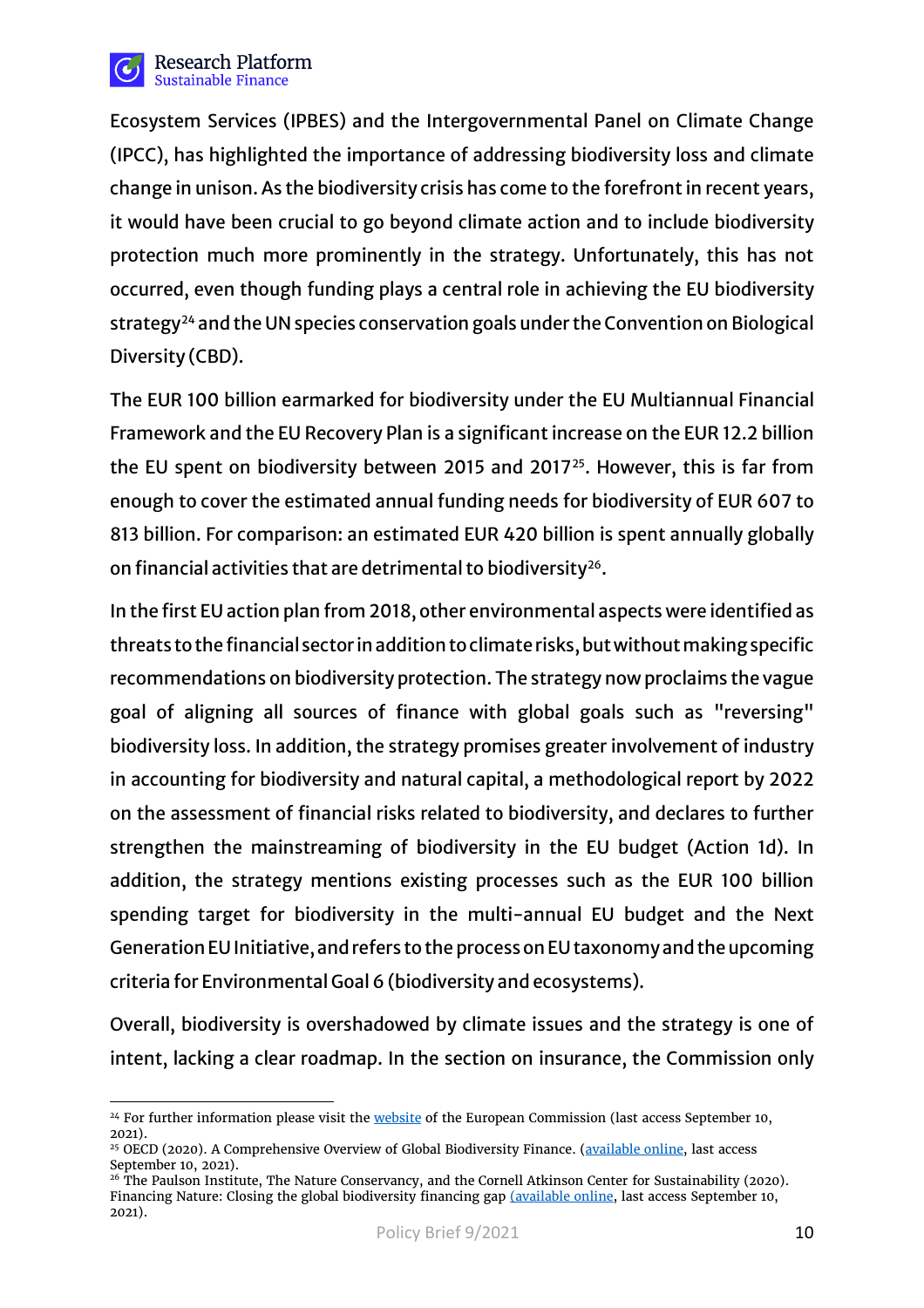Ecosystem Services (IPBES) and the Intergovernmental Panel on Climate Change (IPCC), has highlighted the importance of addressing biodiversity loss and climate change in unison. As the biodiversity crisis has come to the forefront in recent years, it would have been crucial to go beyond climate action and to include biodiversity protection much more prominently in the strategy. Unfortunately, this has not occurred, even though funding plays a central role in achieving the EU biodiversity strategy[24] and the UN species conservation goals under the Convention on Biological Diversity (CBD).

The EUR 100 billion earmarked for biodiversity under the EU Multiannual Financial Framework and the EU Recovery Plan is a significant increase on the EUR 12.2 billion the EU spent on biodiversity between 2015 and 2017[25]. However, this is far from enough to cover the estimated annual funding needs for biodiversity of EUR 607 to 813 billion. For comparison: an estimated EUR 420 billion is spent annually globally on financial activities that are detrimental to biodiversity[26].

In the first EU action plan from 2018, other environmental aspects were identified as threats to the financial sector in addition to climate risks, but without making specific recommendations on biodiversity protection. The strategy now proclaims the vague goal of aligning all sources of finance with global goals such as "reversing" biodiversity loss. In addition, the strategy promises greater involvement of industry in accounting for biodiversity and natural capital, a methodological report by 2022 on the assessment of financial risks related to biodiversity, and declares to further strengthen the mainstreaming of biodiversity in the EU budget (Action 1d). In addition, the strategy mentions existing processes such as the EUR 100 billion spending target for biodiversity in the multi-annual EU budget and the Next Generation EU Initiative, and refers to the process on EU taxonomy and the upcoming criteria for Environmental Goal 6 (biodiversity and ecosystems).

Overall, biodiversity is overshadowed by climate issues and the strategy is one of intent, lacking a clear roadmap. In the section on insurance, the Commission only

---

[24] For further information please visit the website of the European Commission (last access September 10, 2021).

[25] OECD (2020). A Comprehensive Overview of Global Biodiversity Finance. (available online, last access September 10, 2021).

[26] The Paulson Institute, The Nature Conservancy, and the Cornell Atkinson Center for Sustainability (2020). Financing Nature: Closing the global biodiversity financing gap (available online, last access September 10, 2021).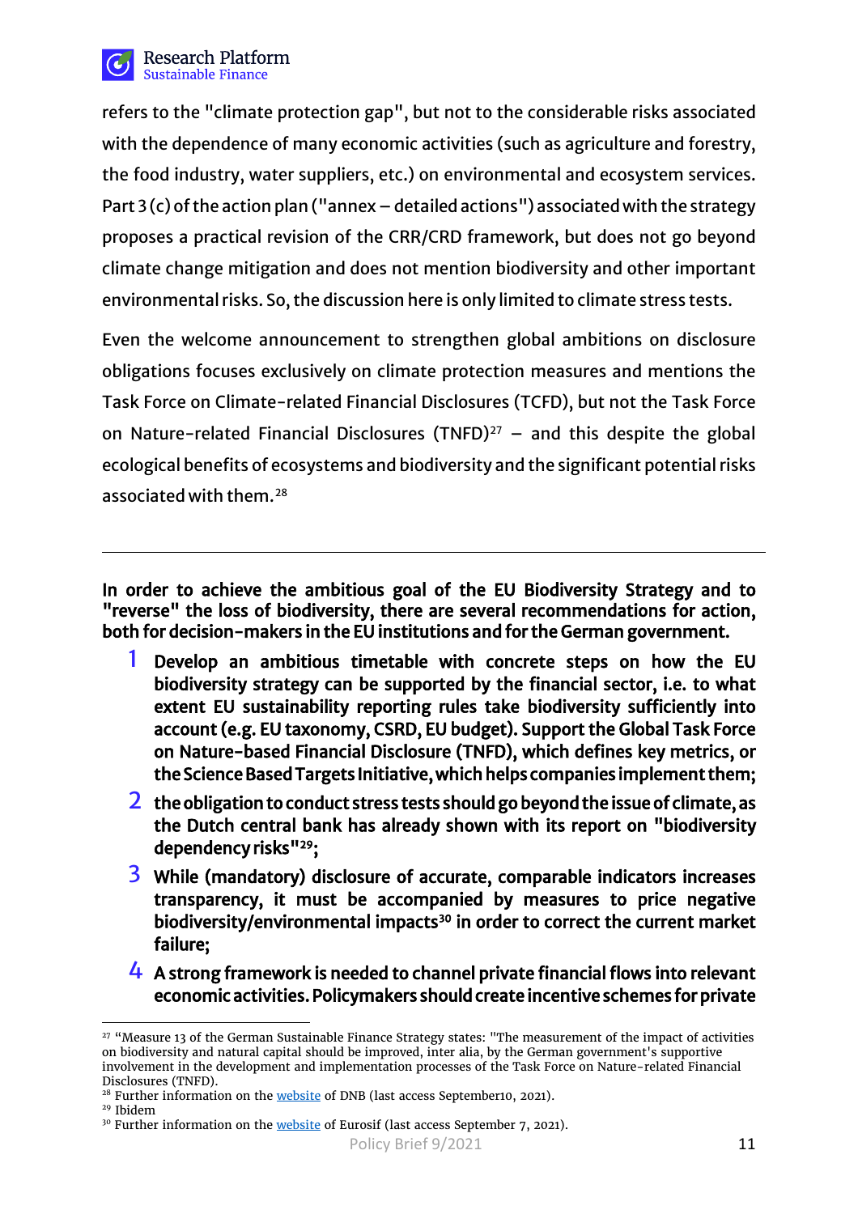refers to the "climate protection gap", but not to the considerable risks associated with the dependence of many economic activities (such as agriculture and forestry, the food industry, water suppliers, etc.) on environmental and ecosystem services. Part 3 (c) of the action plan ("annex – detailed actions") associated with the strategy proposes a practical revision of the CRR/CRD framework, but does not go beyond climate change mitigation and does not mention biodiversity and other important environmental risks. So, the discussion here is only limited to climate stress tests.

Even the welcome announcement to strengthen global ambitions on disclosure obligations focuses exclusively on climate protection measures and mentions the Task Force on Climate-related Financial Disclosures (TCFD), but not the Task Force on Nature-related Financial Disclosures (TNFD)[27] – and this despite the global ecological benefits of ecosystems and biodiversity and the significant potential risks associated with them.[28]

---

**In order to achieve the ambitious goal of the EU Biodiversity Strategy and to "reverse" the loss of biodiversity, there are several recommendations for action, both for decision-makers in the EU institutions and for the German government.**

1. **Develop an ambitious timetable with concrete steps on how the EU biodiversity strategy can be supported by the financial sector, i.e. to what extent EU sustainability reporting rules take biodiversity sufficiently into account (e.g. EU taxonomy, CSRD, EU budget). Support the Global Task Force on Nature-based Financial Disclosure (TNFD), which defines key metrics, or the Science Based Targets Initiative, which helps companies implement them;**
2. **the obligation to conduct stress tests should go beyond the issue of climate, as the Dutch central bank has already shown with its report on "biodiversity dependency risks"[29];**
3. **While (mandatory) disclosure of accurate, comparable indicators increases transparency, it must be accompanied by measures to price negative biodiversity/environmental impacts[30] in order to correct the current market failure;**
4. **A strong framework is needed to channel private financial flows into relevant economic activities. Policymakers should create incentive schemes for private**

---

[27] "Measure 13 of the German Sustainable Finance Strategy states: "The measurement of the impact of activities on biodiversity and natural capital should be improved, inter alia, by the German government's supportive involvement in the development and implementation processes of the Task Force on Nature-related Financial Disclosures (TNFD).

[28] Further information on the website of DNB (last access September10, 2021).

[29] Ibidem

[30] Further information on the website of Eurosif (last access September 7, 2021).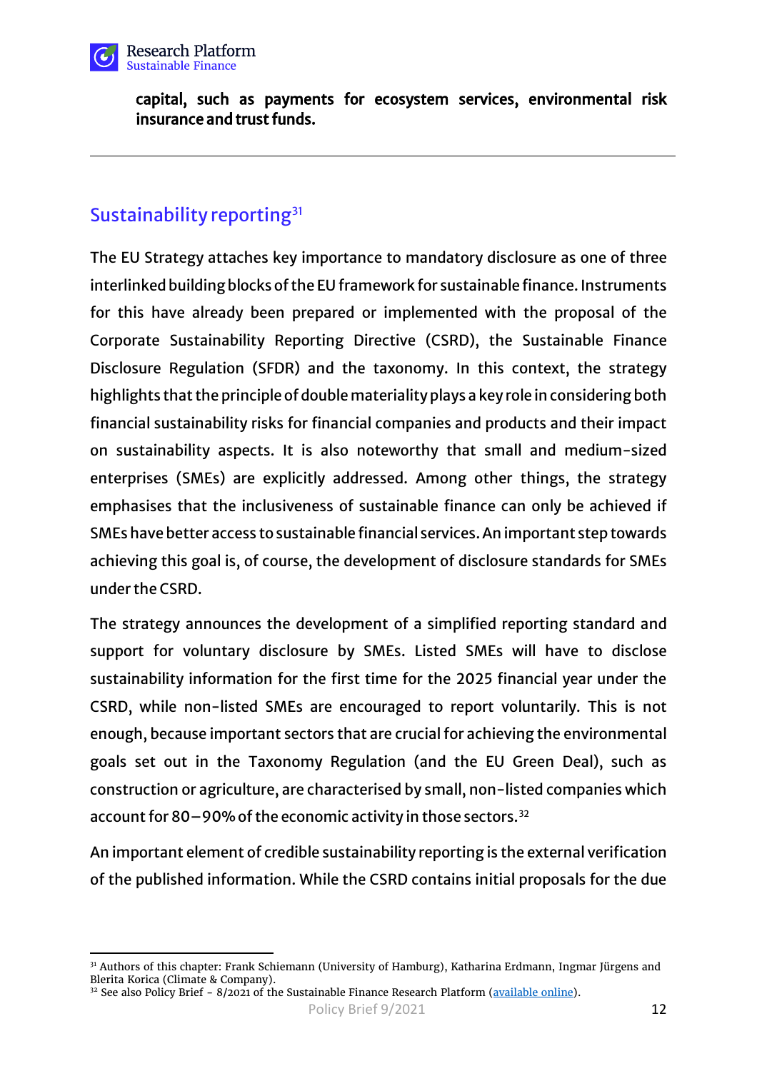**capital, such as payments for ecosystem services, environmental risk insurance and trust funds.**

---

## Sustainability reporting[31]

The EU Strategy attaches key importance to mandatory disclosure as one of three interlinked building blocks of the EU framework for sustainable finance. Instruments for this have already been prepared or implemented with the proposal of the Corporate Sustainability Reporting Directive (CSRD), the Sustainable Finance Disclosure Regulation (SFDR) and the taxonomy. In this context, the strategy highlights that the principle of double materiality plays a key role in considering both financial sustainability risks for financial companies and products and their impact on sustainability aspects. It is also noteworthy that small and medium-sized enterprises (SMEs) are explicitly addressed. Among other things, the strategy emphasises that the inclusiveness of sustainable finance can only be achieved if SMEs have better access to sustainable financial services. An important step towards achieving this goal is, of course, the development of disclosure standards for SMEs under the CSRD.

The strategy announces the development of a simplified reporting standard and support for voluntary disclosure by SMEs. Listed SMEs will have to disclose sustainability information for the first time for the 2025 financial year under the CSRD, while non-listed SMEs are encouraged to report voluntarily. This is not enough, because important sectors that are crucial for achieving the environmental goals set out in the Taxonomy Regulation (and the EU Green Deal), such as construction or agriculture, are characterised by small, non-listed companies which account for 80–90% of the economic activity in those sectors.[32]

An important element of credible sustainability reporting is the external verification of the published information. While the CSRD contains initial proposals for the due

---

[31] Authors of this chapter: Frank Schiemann (University of Hamburg), Katharina Erdmann, Ingmar Jürgens and Blerita Korica (Climate & Company).

[32] See also Policy Brief - 8/2021 of the Sustainable Finance Research Platform (available online).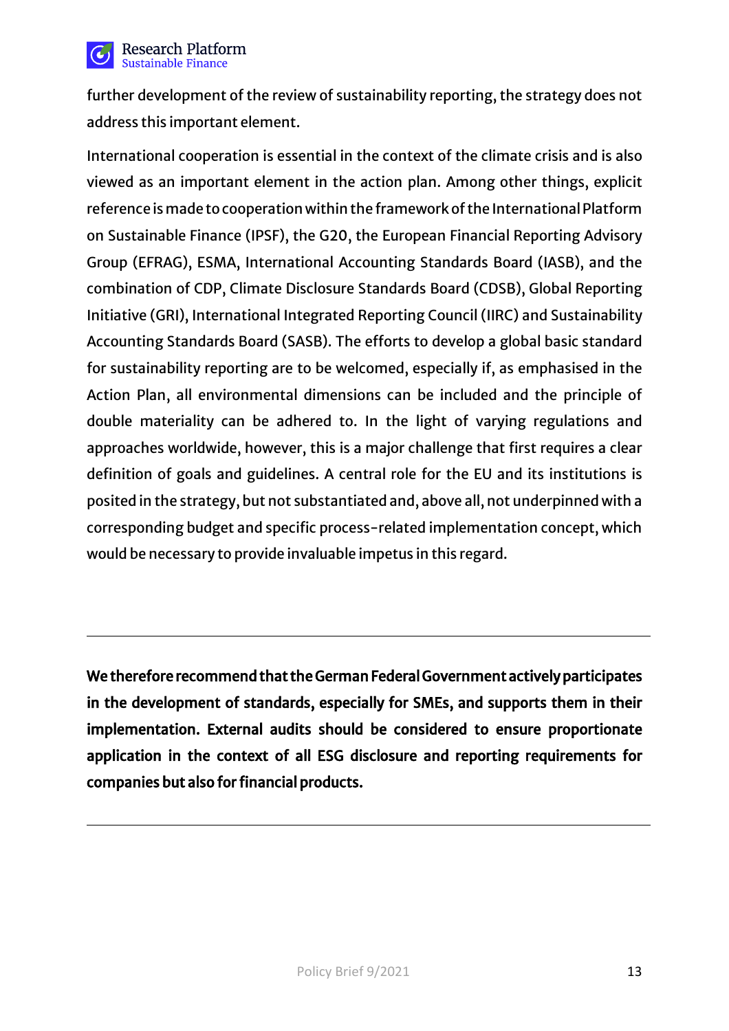further development of the review of sustainability reporting, the strategy does not address this important element.

International cooperation is essential in the context of the climate crisis and is also viewed as an important element in the action plan. Among other things, explicit reference is made to cooperation within the framework of the International Platform on Sustainable Finance (IPSF), the G20, the European Financial Reporting Advisory Group (EFRAG), ESMA, International Accounting Standards Board (IASB), and the combination of CDP, Climate Disclosure Standards Board (CDSB), Global Reporting Initiative (GRI), International Integrated Reporting Council (IIRC) and Sustainability Accounting Standards Board (SASB). The efforts to develop a global basic standard for sustainability reporting are to be welcomed, especially if, as emphasised in the Action Plan, all environmental dimensions can be included and the principle of double materiality can be adhered to. In the light of varying regulations and approaches worldwide, however, this is a major challenge that first requires a clear definition of goals and guidelines. A central role for the EU and its institutions is posited in the strategy, but not substantiated and, above all, not underpinned with a corresponding budget and specific process-related implementation concept, which would be necessary to provide invaluable impetus in this regard.

---

**We therefore recommend that the German Federal Government actively participates in the development of standards, especially for SMEs, and supports them in their implementation. External audits should be considered to ensure proportionate application in the context of all ESG disclosure and reporting requirements for companies but also for financial products.**

---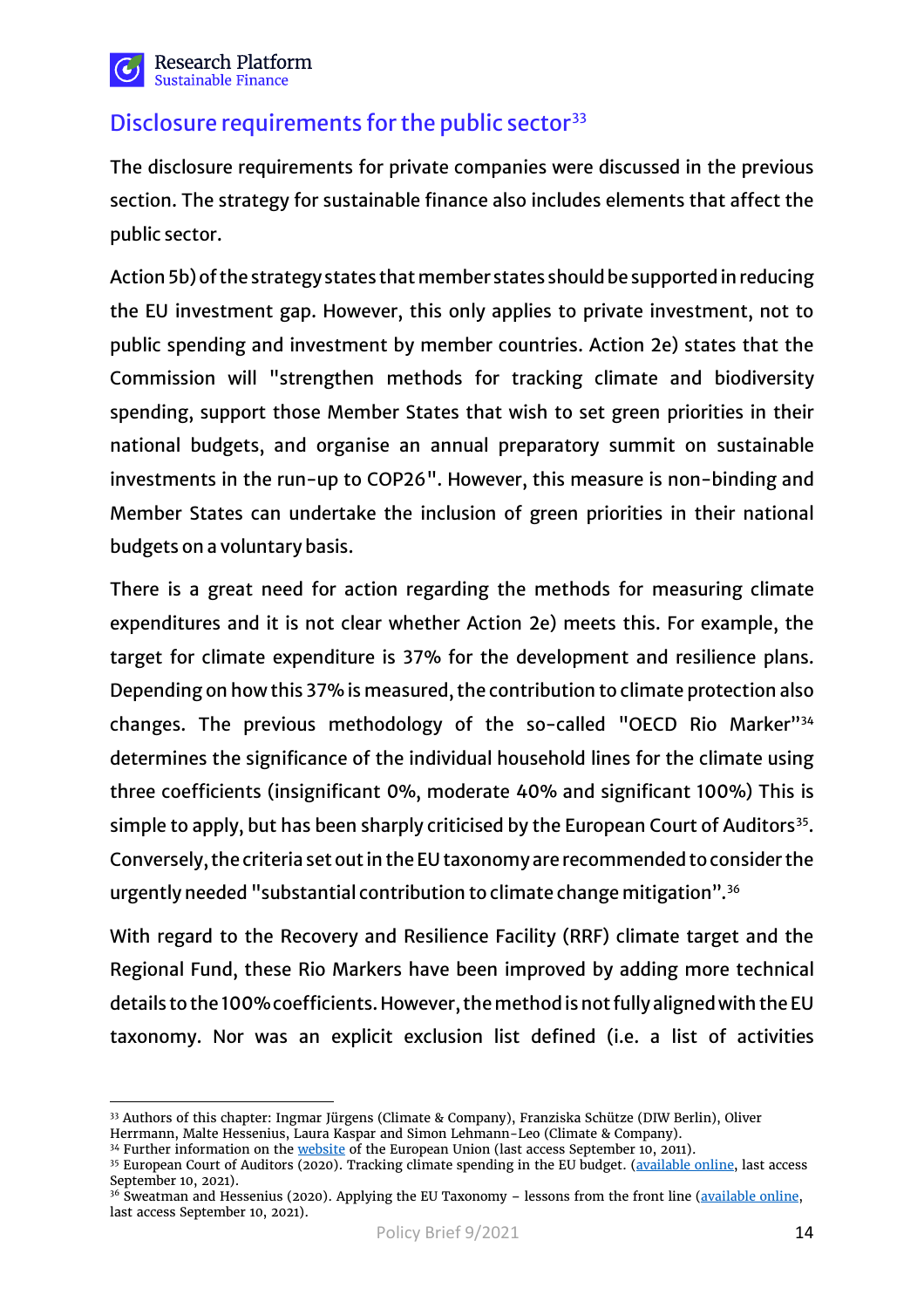## Disclosure requirements for the public sector[33]

The disclosure requirements for private companies were discussed in the previous section. The strategy for sustainable finance also includes elements that affect the public sector.

Action 5b) of the strategy states that member states should be supported in reducing the EU investment gap. However, this only applies to private investment, not to public spending and investment by member countries. Action 2e) states that the Commission will "strengthen methods for tracking climate and biodiversity spending, support those Member States that wish to set green priorities in their national budgets, and organise an annual preparatory summit on sustainable investments in the run-up to COP26". However, this measure is non-binding and Member States can undertake the inclusion of green priorities in their national budgets on a voluntary basis.

There is a great need for action regarding the methods for measuring climate expenditures and it is not clear whether Action 2e) meets this. For example, the target for climate expenditure is 37% for the development and resilience plans. Depending on how this 37% is measured, the contribution to climate protection also changes. The previous methodology of the so-called "OECD Rio Marker"[34] determines the significance of the individual household lines for the climate using three coefficients (insignificant 0%, moderate 40% and significant 100%) This is simple to apply, but has been sharply criticised by the European Court of Auditors[35]. Conversely, the criteria set out in the EU taxonomy are recommended to consider the urgently needed "substantial contribution to climate change mitigation".[36]

With regard to the Recovery and Resilience Facility (RRF) climate target and the Regional Fund, these Rio Markers have been improved by adding more technical details to the 100% coefficients. However, the method is not fully aligned with the EU taxonomy. Nor was an explicit exclusion list defined (i.e. a list of activities

---

[33] Authors of this chapter: Ingmar Jürgens (Climate & Company), Franziska Schütze (DIW Berlin), Oliver Herrmann, Malte Hessenius, Laura Kaspar and Simon Lehmann-Leo (Climate & Company).

[34] Further information on the website of the European Union (last access September 10, 2011).

[35] European Court of Auditors (2020). Tracking climate spending in the EU budget. (available online, last access September 10, 2021).

[36] Sweatman and Hessenius (2020). Applying the EU Taxonomy – lessons from the front line (available online, last access September 10, 2021).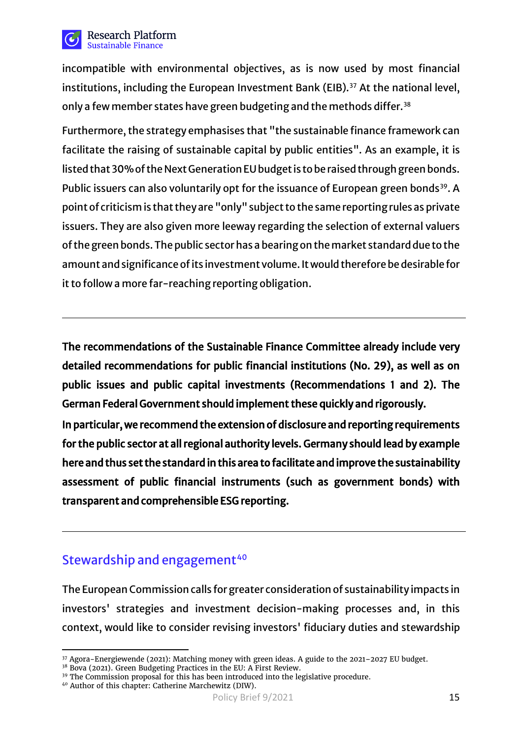incompatible with environmental objectives, as is now used by most financial institutions, including the European Investment Bank (EIB).[37] At the national level, only a few member states have green budgeting and the methods differ.[38]

Furthermore, the strategy emphasises that "the sustainable finance framework can facilitate the raising of sustainable capital by public entities". As an example, it is listed that 30% of the Next Generation EU budget is to be raised through green bonds. Public issuers can also voluntarily opt for the issuance of European green bonds[39]. A point of criticism is that they are "only" subject to the same reporting rules as private issuers. They are also given more leeway regarding the selection of external valuers of the green bonds. The public sector has a bearing on the market standard due to the amount and significance of its investment volume. It would therefore be desirable for it to follow a more far-reaching reporting obligation.

---

**The recommendations of the Sustainable Finance Committee already include very detailed recommendations for public financial institutions (No. 29), as well as on public issues and public capital investments (Recommendations 1 and 2). The German Federal Government should implement these quickly and rigorously.**

**In particular, we recommend the extension of disclosure and reporting requirements for the public sector at all regional authority levels. Germany should lead by example here and thus set the standard in this area to facilitate and improve the sustainability assessment of public financial instruments (such as government bonds) with transparent and comprehensible ESG reporting.**

---

## Stewardship and engagement[40]

The European Commission calls for greater consideration of sustainability impacts in investors' strategies and investment decision-making processes and, in this context, would like to consider revising investors' fiduciary duties and stewardship

---

[37] Agora-Energiewende (2021): Matching money with green ideas. A guide to the 2021–2027 EU budget.
[38] Bova (2021). Green Budgeting Practices in the EU: A First Review.
[39] The Commission proposal for this has been introduced into the legislative procedure.
[40] Author of this chapter: Catherine Marchewitz (DIW).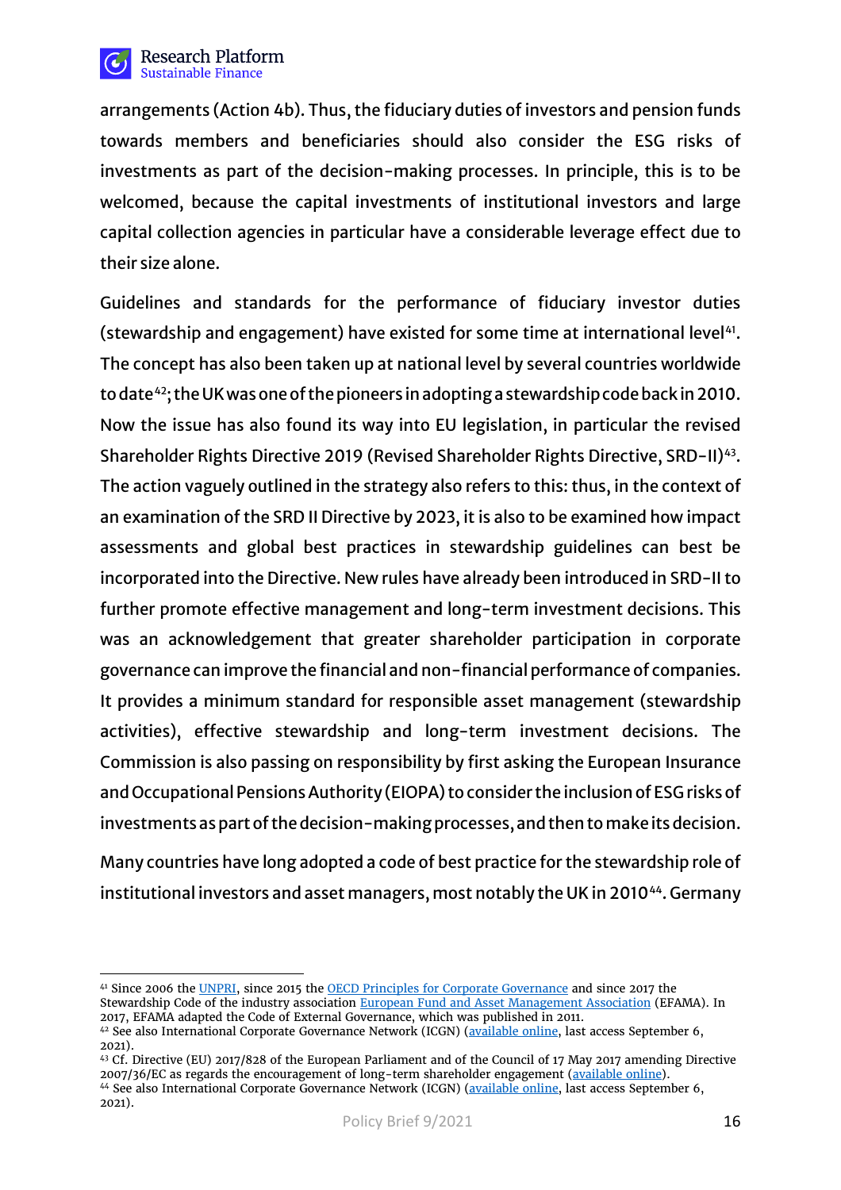arrangements (Action 4b). Thus, the fiduciary duties of investors and pension funds towards members and beneficiaries should also consider the ESG risks of investments as part of the decision-making processes. In principle, this is to be welcomed, because the capital investments of institutional investors and large capital collection agencies in particular have a considerable leverage effect due to their size alone.

Guidelines and standards for the performance of fiduciary investor duties (stewardship and engagement) have existed for some time at international level[41]. The concept has also been taken up at national level by several countries worldwide to date[42]; the UK was one of the pioneers in adopting a stewardship code back in 2010. Now the issue has also found its way into EU legislation, in particular the revised Shareholder Rights Directive 2019 (Revised Shareholder Rights Directive, SRD-II)[43]. The action vaguely outlined in the strategy also refers to this: thus, in the context of an examination of the SRD II Directive by 2023, it is also to be examined how impact assessments and global best practices in stewardship guidelines can best be incorporated into the Directive. New rules have already been introduced in SRD-II to further promote effective management and long-term investment decisions. This was an acknowledgement that greater shareholder participation in corporate governance can improve the financial and non-financial performance of companies. It provides a minimum standard for responsible asset management (stewardship activities), effective stewardship and long-term investment decisions. The Commission is also passing on responsibility by first asking the European Insurance and Occupational Pensions Authority (EIOPA) to consider the inclusion of ESG risks of investments as part of the decision-making processes, and then to make its decision.

Many countries have long adopted a code of best practice for the stewardship role of institutional investors and asset managers, most notably the UK in 2010[44]. Germany

---

[41] Since 2006 the UNPRI, since 2015 the OECD Principles for Corporate Governance and since 2017 the Stewardship Code of the industry association European Fund and Asset Management Association (EFAMA). In 2017, EFAMA adapted the Code of External Governance, which was published in 2011.

[42] See also International Corporate Governance Network (ICGN) (available online, last access September 6, 2021).

[43] Cf. Directive (EU) 2017/828 of the European Parliament and of the Council of 17 May 2017 amending Directive 2007/36/EC as regards the encouragement of long-term shareholder engagement (available online).

[44] See also International Corporate Governance Network (ICGN) (available online, last access September 6, 2021).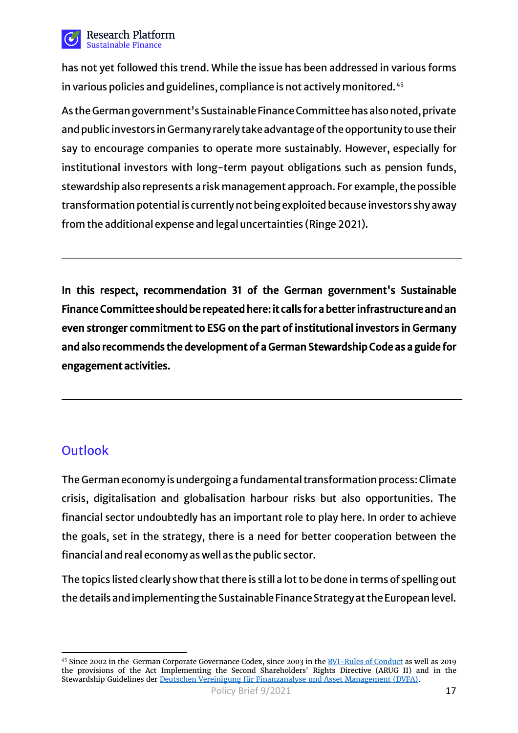has not yet followed this trend. While the issue has been addressed in various forms in various policies and guidelines, compliance is not actively monitored.[45]

As the German government's Sustainable Finance Committee has also noted, private and public investors in Germany rarely take advantage of the opportunity to use their say to encourage companies to operate more sustainably. However, especially for institutional investors with long-term payout obligations such as pension funds, stewardship also represents a risk management approach. For example, the possible transformation potential is currently not being exploited because investors shy away from the additional expense and legal uncertainties (Ringe 2021).

---

**In this respect, recommendation 31 of the German government's Sustainable Finance Committee should be repeated here: it calls for a better infrastructure and an even stronger commitment to ESG on the part of institutional investors in Germany and also recommends the development of a German Stewardship Code as a guide for engagement activities.**

---

## Outlook

The German economy is undergoing a fundamental transformation process: Climate crisis, digitalisation and globalisation harbour risks but also opportunities. The financial sector undoubtedly has an important role to play here. In order to achieve the goals, set in the strategy, there is a need for better cooperation between the financial and real economy as well as the public sector.

The topics listed clearly show that there is still a lot to be done in terms of spelling out the details and implementing the Sustainable Finance Strategy at the European level.

[45] Since 2002 in the German Corporate Governance Codex, since 2003 in the BVI-Rules of Conduct as well as 2019 the provisions of the Act Implementing the Second Shareholders' Rights Directive (ARUG II) and in the Stewardship Guidelines der Deutschen Vereinigung für Finanzanalyse und Asset Management (DVFA).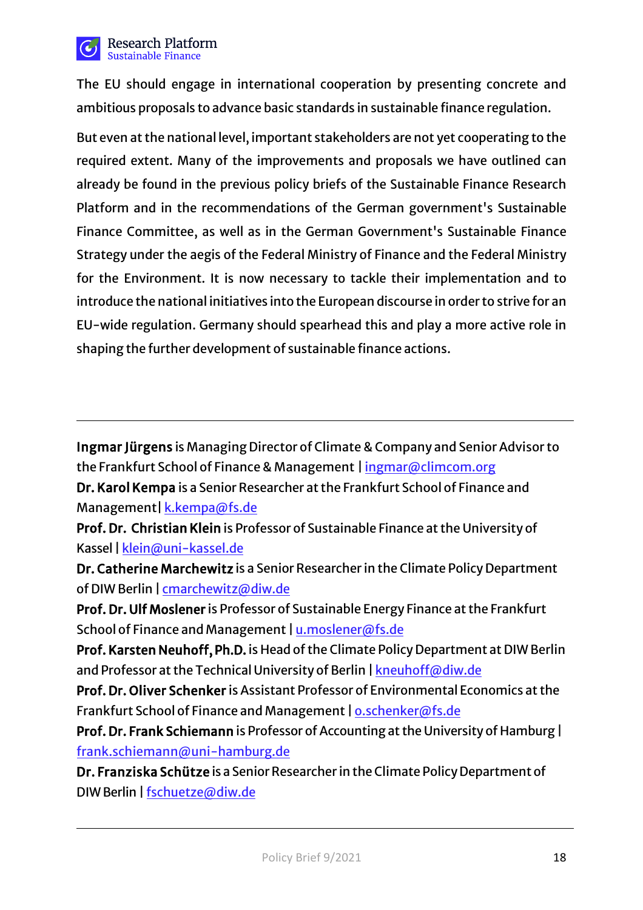The EU should engage in international cooperation by presenting concrete and ambitious proposals to advance basic standards in sustainable finance regulation.

But even at the national level, important stakeholders are not yet cooperating to the required extent. Many of the improvements and proposals we have outlined can already be found in the previous policy briefs of the Sustainable Finance Research Platform and in the recommendations of the German government's Sustainable Finance Committee, as well as in the German Government's Sustainable Finance Strategy under the aegis of the Federal Ministry of Finance and the Federal Ministry for the Environment. It is now necessary to tackle their implementation and to introduce the national initiatives into the European discourse in order to strive for an EU-wide regulation. Germany should spearhead this and play a more active role in shaping the further development of sustainable finance actions.

---

**Ingmar Jürgens** is Managing Director of Climate & Company and Senior Advisor to the Frankfurt School of Finance & Management | ingmar@climcom.org

**Dr. Karol Kempa** is a Senior Researcher at the Frankfurt School of Finance and Management | k.kempa@fs.de

**Prof. Dr. Christian Klein** is Professor of Sustainable Finance at the University of Kassel | klein@uni-kassel.de

**Dr. Catherine Marchewitz** is a Senior Researcher in the Climate Policy Department of DIW Berlin | cmarchewitz@diw.de

**Prof. Dr. Ulf Moslener** is Professor of Sustainable Energy Finance at the Frankfurt School of Finance and Management | u.moslener@fs.de

**Prof. Karsten Neuhoff, Ph.D.** is Head of the Climate Policy Department at DIW Berlin and Professor at the Technical University of Berlin | kneuhoff@diw.de

**Prof. Dr. Oliver Schenker** is Assistant Professor of Environmental Economics at the Frankfurt School of Finance and Management | o.schenker@fs.de

**Prof. Dr. Frank Schiemann** is Professor of Accounting at the University of Hamburg | frank.schiemann@uni-hamburg.de

**Dr. Franziska Schütze** is a Senior Researcher in the Climate Policy Department of DIW Berlin | fschuetze@diw.de

---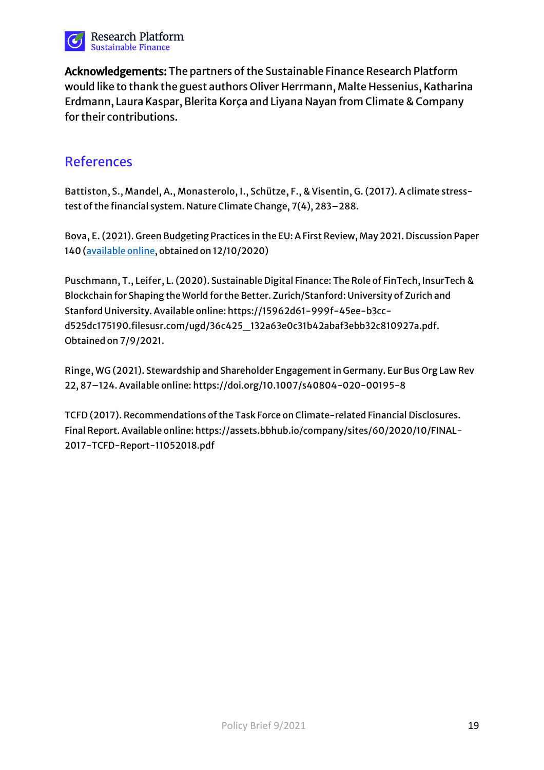**Acknowledgements:** The partners of the Sustainable Finance Research Platform would like to thank the guest authors Oliver Herrmann, Malte Hessenius, Katharina Erdmann, Laura Kaspar, Blerita Korça and Liyana Nayan from Climate & Company for their contributions.

## References

Battiston, S., Mandel, A., Monasterolo, I., Schütze, F., & Visentin, G. (2017). A climate stress-test of the financial system. Nature Climate Change, 7(4), 283–288.

Bova, E. (2021). Green Budgeting Practices in the EU: A First Review, May 2021. Discussion Paper 140 (available online, obtained on 12/10/2020)

Puschmann, T., Leifer, L. (2020). Sustainable Digital Finance: The Role of FinTech, InsurTech & Blockchain for Shaping the World for the Better. Zurich/Stanford: University of Zurich and Stanford University. Available online: https://15962d61-999f-45ee-b3cc-d525dc175190.filesusr.com/ugd/36c425_132a63e0c31b42abaf3ebb32c810927a.pdf. Obtained on 7/9/2021.

Ringe, WG (2021). Stewardship and Shareholder Engagement in Germany. Eur Bus Org Law Rev 22, 87–124. Available online: https://doi.org/10.1007/s40804-020-00195-8

TCFD (2017). Recommendations of the Task Force on Climate-related Financial Disclosures. Final Report. Available online: https://assets.bbhub.io/company/sites/60/2020/10/FINAL-2017-TCFD-Report-11052018.pdf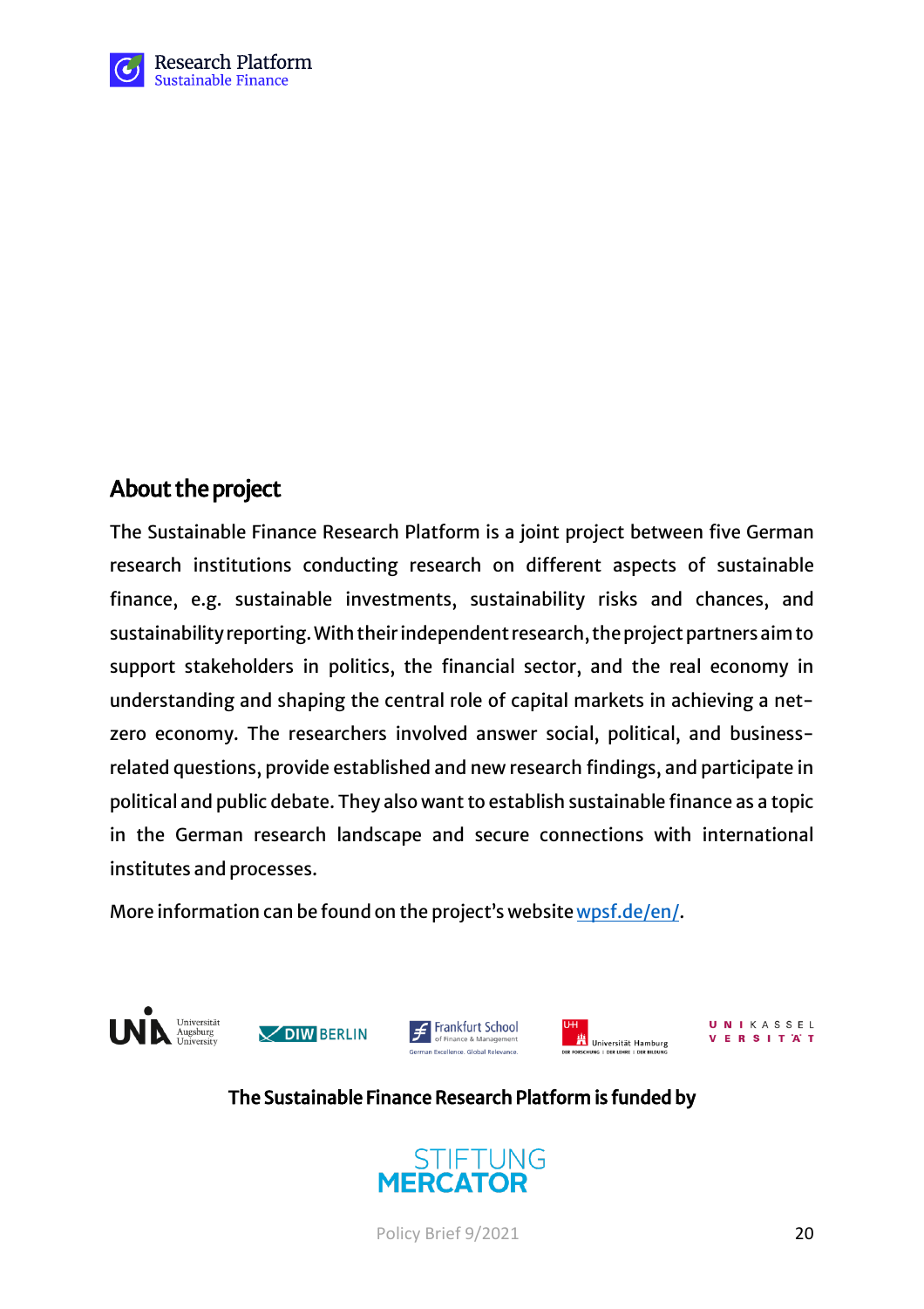## About the project

The Sustainable Finance Research Platform is a joint project between five German research institutions conducting research on different aspects of sustainable finance, e.g. sustainable investments, sustainability risks and chances, and sustainability reporting. With their independent research, the project partners aim to support stakeholders in politics, the financial sector, and the real economy in understanding and shaping the central role of capital markets in achieving a net-zero economy. The researchers involved answer social, political, and business-related questions, provide established and new research findings, and participate in political and public debate. They also want to establish sustainable finance as a topic in the German research landscape and secure connections with international institutes and processes.

More information can be found on the project's website [wpsf.de/en/](wpsf.de/en/).

**The Sustainable Finance Research Platform is funded by**